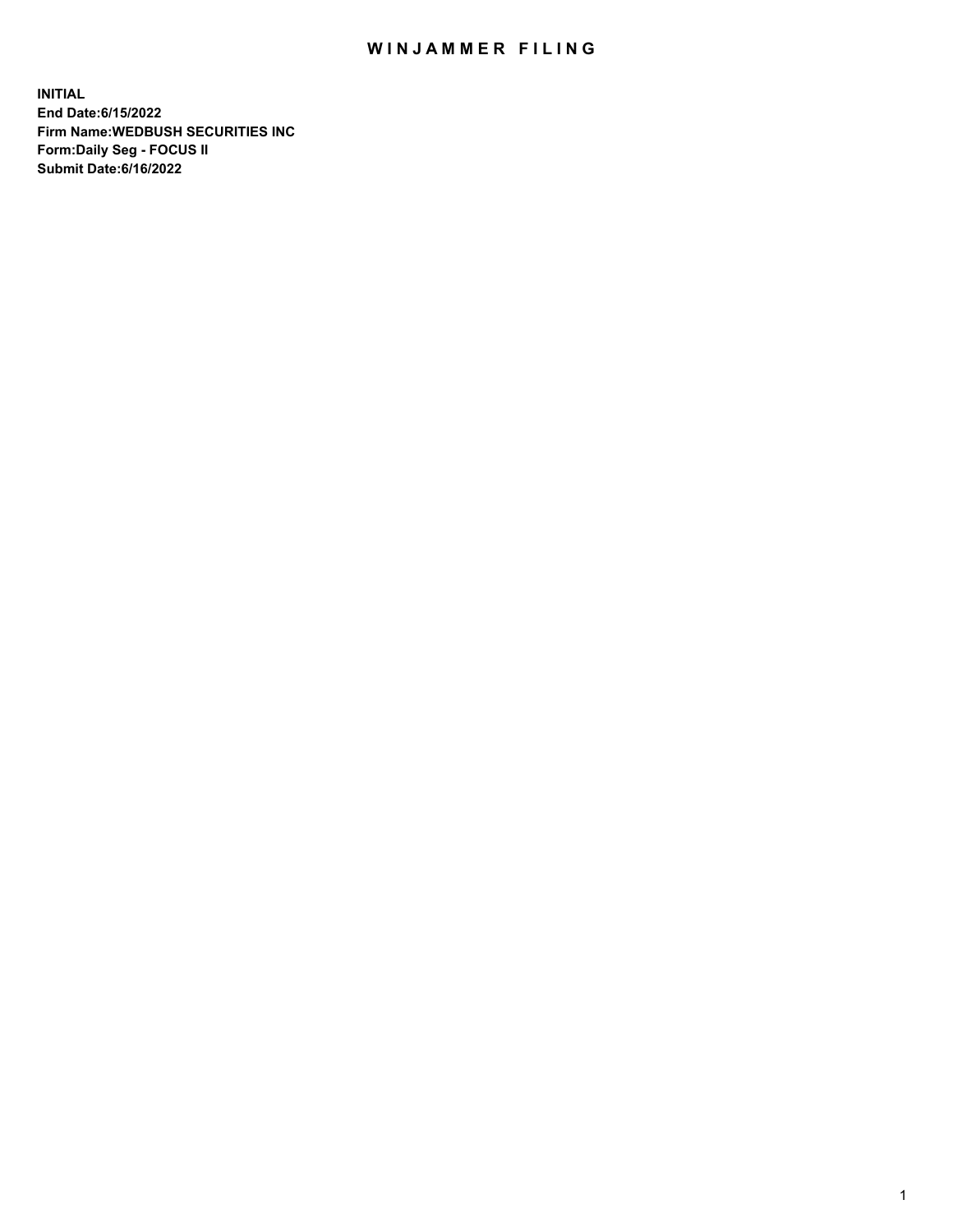# WINJAMMER FILING

**INITIAL**
**End Date:6/15/2022**
**Firm Name:WEDBUSH SECURITIES INC**
**Form:Daily Seg - FOCUS II**
**Submit Date:6/16/2022**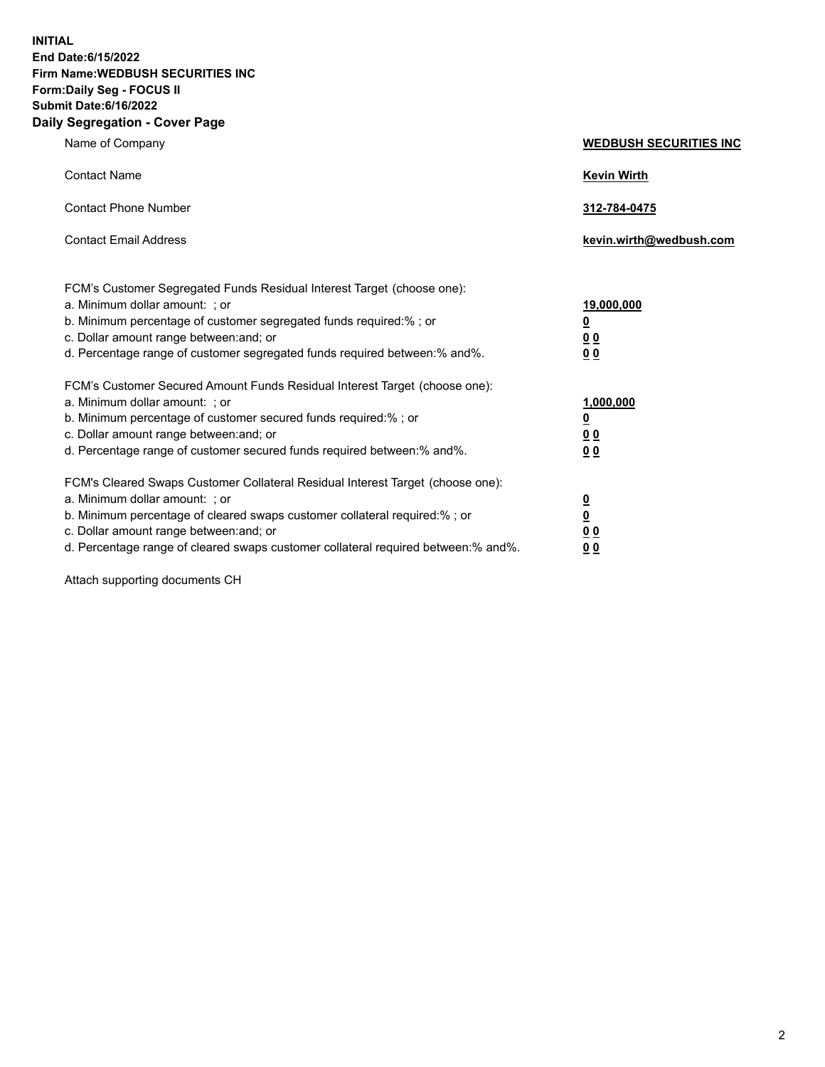**INITIAL**
**End Date:6/15/2022**
**Firm Name:WEDBUSH SECURITIES INC**
**Form:Daily Seg - FOCUS II**
**Submit Date:6/16/2022**

## Daily Segregation - Cover Page

| | |
|---|---|
| Name of Company | **WEDBUSH SECURITIES INC** |
| Contact Name | **Kevin Wirth** |
| Contact Phone Number | **312-784-0475** |
| Contact Email Address | **kevin.wirth@wedbush.com** |

FCM's Customer Segregated Funds Residual Interest Target (choose one):

| | |
|---|---|
| a. Minimum dollar amount: ; or | **19,000,000** |
| b. Minimum percentage of customer segregated funds required:% ; or | **0** |
| c. Dollar amount range between:and; or | **0 0** |
| d. Percentage range of customer segregated funds required between:% and%. | **0 0** |

FCM's Customer Secured Amount Funds Residual Interest Target (choose one):

| | |
|---|---|
| a. Minimum dollar amount: ; or | **1,000,000** |
| b. Minimum percentage of customer secured funds required:% ; or | **0** |
| c. Dollar amount range between:and; or | **0 0** |
| d. Percentage range of customer secured funds required between:% and%. | **0 0** |

FCM's Cleared Swaps Customer Collateral Residual Interest Target (choose one):

| | |
|---|---|
| a. Minimum dollar amount: ; or | **0** |
| b. Minimum percentage of cleared swaps customer collateral required:% ; or | **0** |
| c. Dollar amount range between:and; or | **0 0** |
| d. Percentage range of cleared swaps customer collateral required between:% and%. | **0 0** |

Attach supporting documents CH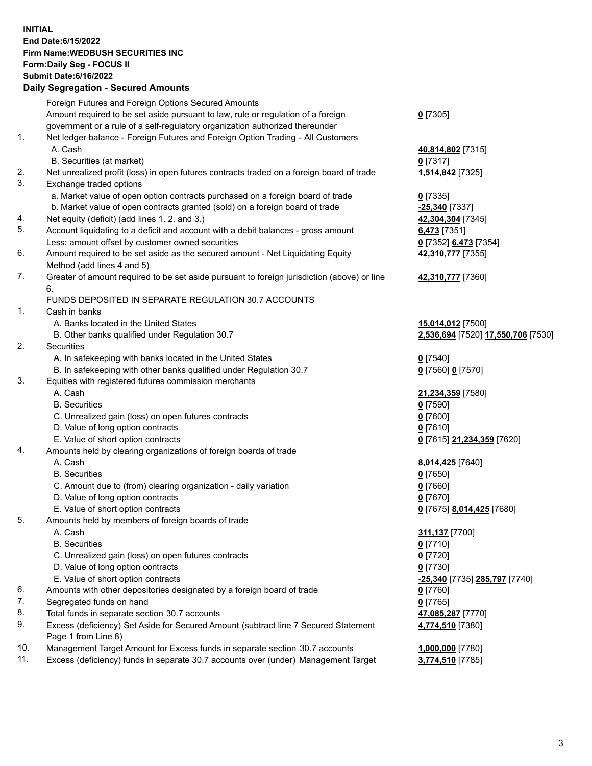**INITIAL**
**End Date:6/15/2022**
**Firm Name:WEDBUSH SECURITIES INC**
**Form:Daily Seg - FOCUS II**
**Submit Date:6/16/2022**

## Daily Segregation - Secured Amounts

| | | |
|---|---|---|
| | Foreign Futures and Foreign Options Secured Amounts | |
| | Amount required to be set aside pursuant to law, rule or regulation of a foreign government or a rule of a self-regulatory organization authorized thereunder | **0** [7305] |
| 1. | Net ledger balance - Foreign Futures and Foreign Option Trading - All Customers | |
| | A. Cash | **40,814,802** [7315] |
| | B. Securities (at market) | **0** [7317] |
| 2. | Net unrealized profit (loss) in open futures contracts traded on a foreign board of trade | **1,514,842** [7325] |
| 3. | Exchange traded options | |
| | a. Market value of open option contracts purchased on a foreign board of trade | **0** [7335] |
| | b. Market value of open contracts granted (sold) on a foreign board of trade | **-25,340** [7337] |
| 4. | Net equity (deficit) (add lines 1. 2. and 3.) | **42,304,304** [7345] |
| 5. | Account liquidating to a deficit and account with a debit balances - gross amount | **6,473** [7351] |
| | Less: amount offset by customer owned securities | **0** [7352] **6,473** [7354] |
| 6. | Amount required to be set aside as the secured amount - Net Liquidating Equity Method (add lines 4 and 5) | **42,310,777** [7355] |
| 7. | Greater of amount required to be set aside pursuant to foreign jurisdiction (above) or line 6. | **42,310,777** [7360] |
| | FUNDS DEPOSITED IN SEPARATE REGULATION 30.7 ACCOUNTS | |
| 1. | Cash in banks | |
| | A. Banks located in the United States | **15,014,012** [7500] |
| | B. Other banks qualified under Regulation 30.7 | **2,536,694** [7520] **17,550,706** [7530] |
| 2. | Securities | |
| | A. In safekeeping with banks located in the United States | **0** [7540] |
| | B. In safekeeping with other banks qualified under Regulation 30.7 | **0** [7560] **0** [7570] |
| 3. | Equities with registered futures commission merchants | |
| | A. Cash | **21,234,359** [7580] |
| | B. Securities | **0** [7590] |
| | C. Unrealized gain (loss) on open futures contracts | **0** [7600] |
| | D. Value of long option contracts | **0** [7610] |
| | E. Value of short option contracts | **0** [7615] **21,234,359** [7620] |
| 4. | Amounts held by clearing organizations of foreign boards of trade | |
| | A. Cash | **8,014,425** [7640] |
| | B. Securities | **0** [7650] |
| | C. Amount due to (from) clearing organization - daily variation | **0** [7660] |
| | D. Value of long option contracts | **0** [7670] |
| | E. Value of short option contracts | **0** [7675] **8,014,425** [7680] |
| 5. | Amounts held by members of foreign boards of trade | |
| | A. Cash | **311,137** [7700] |
| | B. Securities | **0** [7710] |
| | C. Unrealized gain (loss) on open futures contracts | **0** [7720] |
| | D. Value of long option contracts | **0** [7730] |
| | E. Value of short option contracts | **-25,340** [7735] **285,797** [7740] |
| 6. | Amounts with other depositories designated by a foreign board of trade | **0** [7760] |
| 7. | Segregated funds on hand | **0** [7765] |
| 8. | Total funds in separate section 30.7 accounts | **47,085,287** [7770] |
| 9. | Excess (deficiency) Set Aside for Secured Amount (subtract line 7 Secured Statement Page 1 from Line 8) | **4,774,510** [7380] |
| 10. | Management Target Amount for Excess funds in separate section 30.7 accounts | **1,000,000** [7780] |
| 11. | Excess (deficiency) funds in separate 30.7 accounts over (under) Management Target | **3,774,510** [7785] |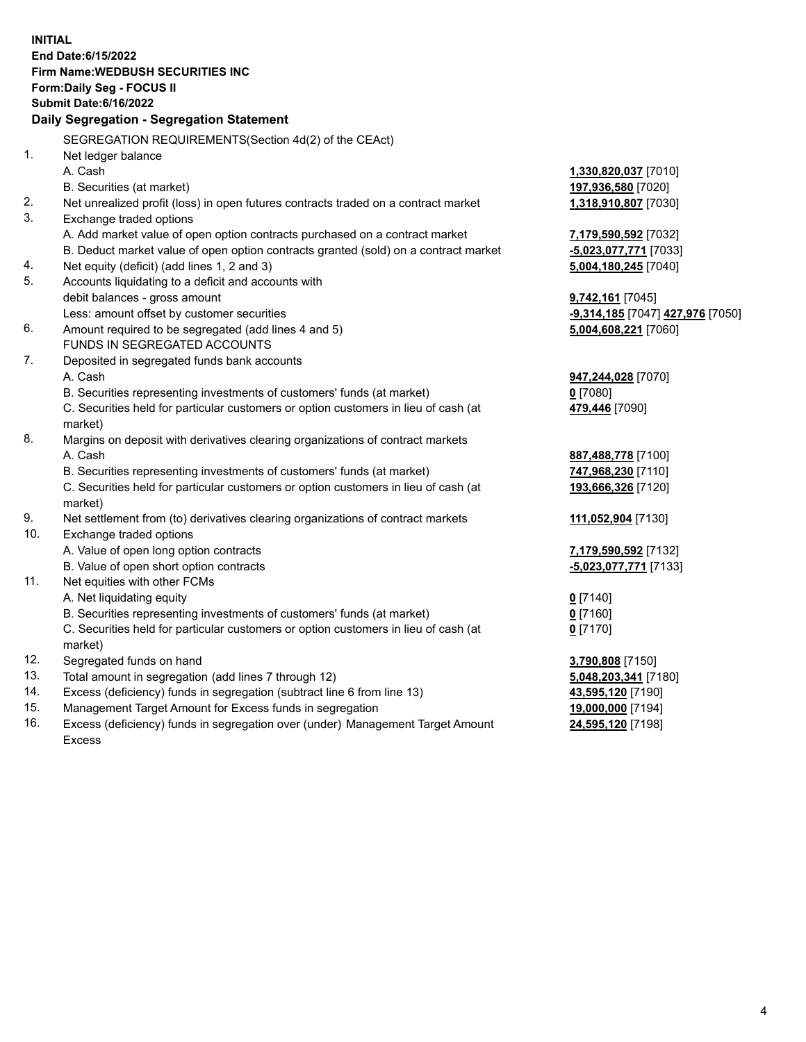**INITIAL**
**End Date:6/15/2022**
**Firm Name:WEDBUSH SECURITIES INC**
**Form:Daily Seg - FOCUS II**
**Submit Date:6/16/2022**

### Daily Segregation - Segregation Statement

| | | |
|---|---|---|
| | SEGREGATION REQUIREMENTS(Section 4d(2) of the CEAct) | |
| 1. | Net ledger balance | |
| | A. Cash | **1,330,820,037** [7010] |
| | B. Securities (at market) | **197,936,580** [7020] |
| 2. | Net unrealized profit (loss) in open futures contracts traded on a contract market | **1,318,910,807** [7030] |
| 3. | Exchange traded options | |
| | A. Add market value of open option contracts purchased on a contract market | **7,179,590,592** [7032] |
| | B. Deduct market value of open option contracts granted (sold) on a contract market | **-5,023,077,771** [7033] |
| 4. | Net equity (deficit) (add lines 1, 2 and 3) | **5,004,180,245** [7040] |
| 5. | Accounts liquidating to a deficit and accounts with debit balances - gross amount | **9,742,161** [7045] |
| | Less: amount offset by customer securities | **-9,314,185** [7047] **427,976** [7050] |
| 6. | Amount required to be segregated (add lines 4 and 5) | **5,004,608,221** [7060] |
| | FUNDS IN SEGREGATED ACCOUNTS | |
| 7. | Deposited in segregated funds bank accounts | |
| | A. Cash | **947,244,028** [7070] |
| | B. Securities representing investments of customers' funds (at market) | **0** [7080] |
| | C. Securities held for particular customers or option customers in lieu of cash (at market) | **479,446** [7090] |
| 8. | Margins on deposit with derivatives clearing organizations of contract markets | |
| | A. Cash | **887,488,778** [7100] |
| | B. Securities representing investments of customers' funds (at market) | **747,968,230** [7110] |
| | C. Securities held for particular customers or option customers in lieu of cash (at market) | **193,666,326** [7120] |
| 9. | Net settlement from (to) derivatives clearing organizations of contract markets | **111,052,904** [7130] |
| 10. | Exchange traded options | |
| | A. Value of open long option contracts | **7,179,590,592** [7132] |
| | B. Value of open short option contracts | **-5,023,077,771** [7133] |
| 11. | Net equities with other FCMs | |
| | A. Net liquidating equity | **0** [7140] |
| | B. Securities representing investments of customers' funds (at market) | **0** [7160] |
| | C. Securities held for particular customers or option customers in lieu of cash (at market) | **0** [7170] |
| 12. | Segregated funds on hand | **3,790,808** [7150] |
| 13. | Total amount in segregation (add lines 7 through 12) | **5,048,203,341** [7180] |
| 14. | Excess (deficiency) funds in segregation (subtract line 6 from line 13) | **43,595,120** [7190] |
| 15. | Management Target Amount for Excess funds in segregation | **19,000,000** [7194] |
| 16. | Excess (deficiency) funds in segregation over (under) Management Target Amount Excess | **24,595,120** [7198] |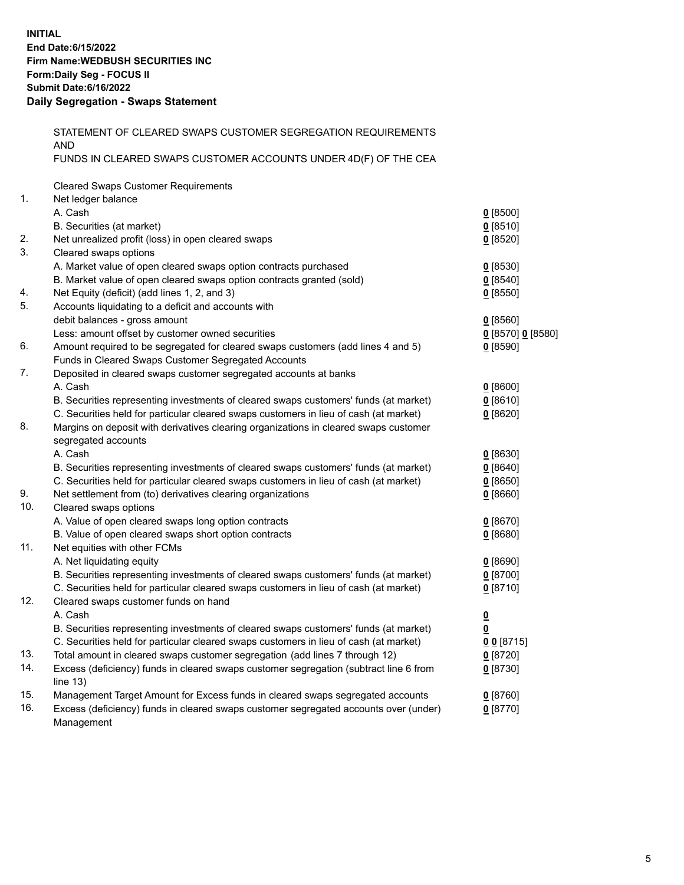**INITIAL**
**End Date:6/15/2022**
**Firm Name:WEDBUSH SECURITIES INC**
**Form:Daily Seg - FOCUS II**
**Submit Date:6/16/2022**
**Daily Segregation - Swaps Statement**

STATEMENT OF CLEARED SWAPS CUSTOMER SEGREGATION REQUIREMENTS AND FUNDS IN CLEARED SWAPS CUSTOMER ACCOUNTS UNDER 4D(F) OF THE CEA

| | | |
|---|---|---|
| | Cleared Swaps Customer Requirements | |
| 1. | Net ledger balance | |
| | A. Cash | 0 [8500] |
| | B. Securities (at market) | 0 [8510] |
| 2. | Net unrealized profit (loss) in open cleared swaps | 0 [8520] |
| 3. | Cleared swaps options | |
| | A. Market value of open cleared swaps option contracts purchased | 0 [8530] |
| | B. Market value of open cleared swaps option contracts granted (sold) | 0 [8540] |
| 4. | Net Equity (deficit) (add lines 1, 2, and 3) | 0 [8550] |
| 5. | Accounts liquidating to a deficit and accounts with | |
| | debit balances - gross amount | 0 [8560] |
| | Less: amount offset by customer owned securities | 0 [8570] 0 [8580] |
| 6. | Amount required to be segregated for cleared swaps customers (add lines 4 and 5) | 0 [8590] |
| | Funds in Cleared Swaps Customer Segregated Accounts | |
| 7. | Deposited in cleared swaps customer segregated accounts at banks | |
| | A. Cash | 0 [8600] |
| | B. Securities representing investments of cleared swaps customers' funds (at market) | 0 [8610] |
| | C. Securities held for particular cleared swaps customers in lieu of cash (at market) | 0 [8620] |
| 8. | Margins on deposit with derivatives clearing organizations in cleared swaps customer segregated accounts | |
| | A. Cash | 0 [8630] |
| | B. Securities representing investments of cleared swaps customers' funds (at market) | 0 [8640] |
| | C. Securities held for particular cleared swaps customers in lieu of cash (at market) | 0 [8650] |
| 9. | Net settlement from (to) derivatives clearing organizations | 0 [8660] |
| 10. | Cleared swaps options | |
| | A. Value of open cleared swaps long option contracts | 0 [8670] |
| | B. Value of open cleared swaps short option contracts | 0 [8680] |
| 11. | Net equities with other FCMs | |
| | A. Net liquidating equity | 0 [8690] |
| | B. Securities representing investments of cleared swaps customers' funds (at market) | 0 [8700] |
| | C. Securities held for particular cleared swaps customers in lieu of cash (at market) | 0 [8710] |
| 12. | Cleared swaps customer funds on hand | |
| | A. Cash | 0 |
| | B. Securities representing investments of cleared swaps customers' funds (at market) | 0 |
| | C. Securities held for particular cleared swaps customers in lieu of cash (at market) | 0 0 [8715] |
| 13. | Total amount in cleared swaps customer segregation (add lines 7 through 12) | 0 [8720] |
| 14. | Excess (deficiency) funds in cleared swaps customer segregation (subtract line 6 from line 13) | 0 [8730] |
| 15. | Management Target Amount for Excess funds in cleared swaps segregated accounts | 0 [8760] |
| 16. | Excess (deficiency) funds in cleared swaps customer segregated accounts over (under) Management | 0 [8770] |